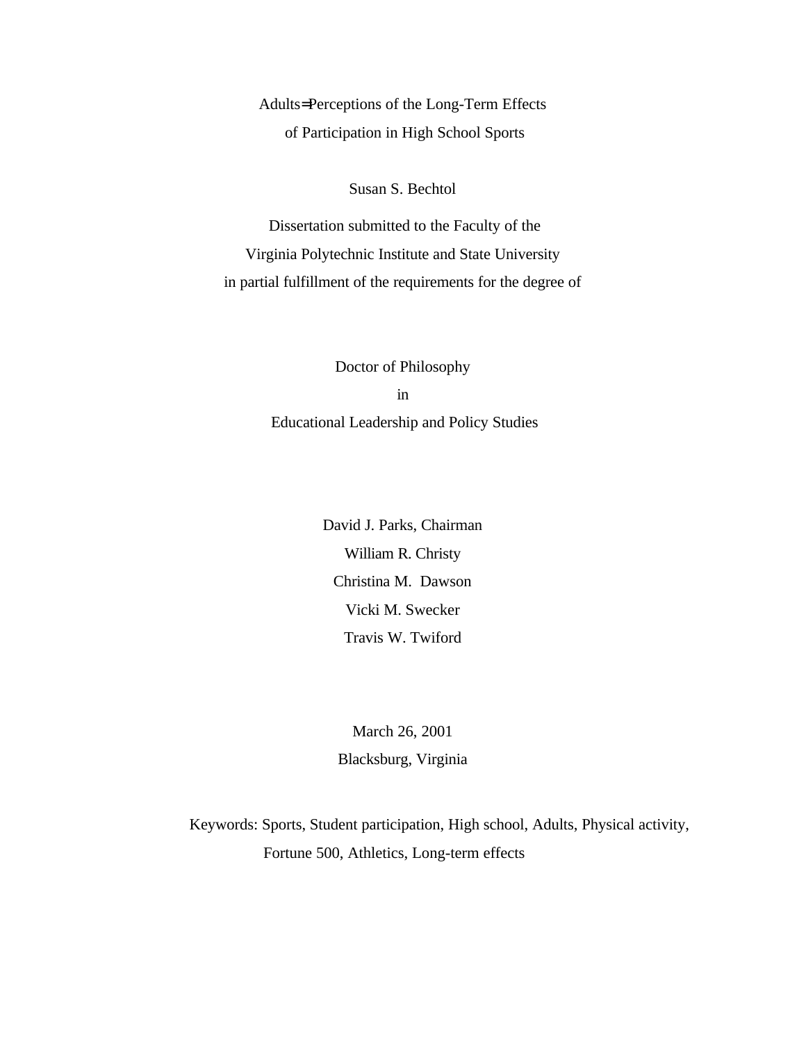# Adults=Perceptions of the Long-Term Effects of Participation in High School Sports

Susan S. Bechtol

Dissertation submitted to the Faculty of the
Virginia Polytechnic Institute and State University
in partial fulfillment of the requirements for the degree of

Doctor of Philosophy
in
Educational Leadership and Policy Studies

David J. Parks, Chairman
William R. Christy
Christina M. Dawson
Vicki M. Swecker
Travis W. Twiford

March 26, 2001
Blacksburg, Virginia

Keywords: Sports, Student participation, High school, Adults, Physical activity, Fortune 500, Athletics, Long-term effects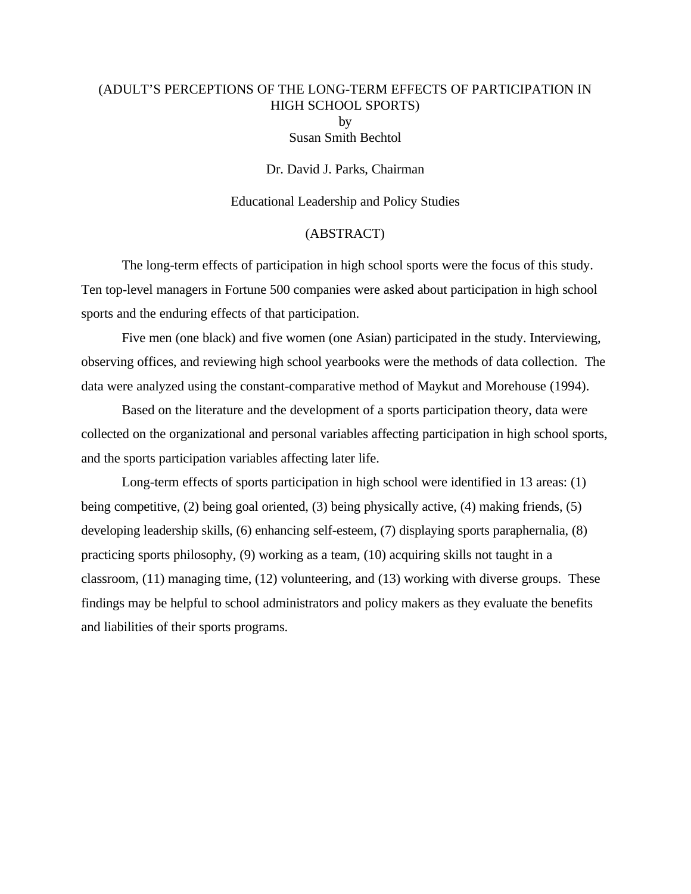# (ADULT'S PERCEPTIONS OF THE LONG-TERM EFFECTS OF PARTICIPATION IN HIGH SCHOOL SPORTS)

by

Susan Smith Bechtol

Dr. David J. Parks, Chairman

Educational Leadership and Policy Studies

## (ABSTRACT)

The long-term effects of participation in high school sports were the focus of this study. Ten top-level managers in Fortune 500 companies were asked about participation in high school sports and the enduring effects of that participation.

Five men (one black) and five women (one Asian) participated in the study. Interviewing, observing offices, and reviewing high school yearbooks were the methods of data collection. The data were analyzed using the constant-comparative method of Maykut and Morehouse (1994).

Based on the literature and the development of a sports participation theory, data were collected on the organizational and personal variables affecting participation in high school sports, and the sports participation variables affecting later life.

Long-term effects of sports participation in high school were identified in 13 areas: (1) being competitive, (2) being goal oriented, (3) being physically active, (4) making friends, (5) developing leadership skills, (6) enhancing self-esteem, (7) displaying sports paraphernalia, (8) practicing sports philosophy, (9) working as a team, (10) acquiring skills not taught in a classroom, (11) managing time, (12) volunteering, and (13) working with diverse groups. These findings may be helpful to school administrators and policy makers as they evaluate the benefits and liabilities of their sports programs.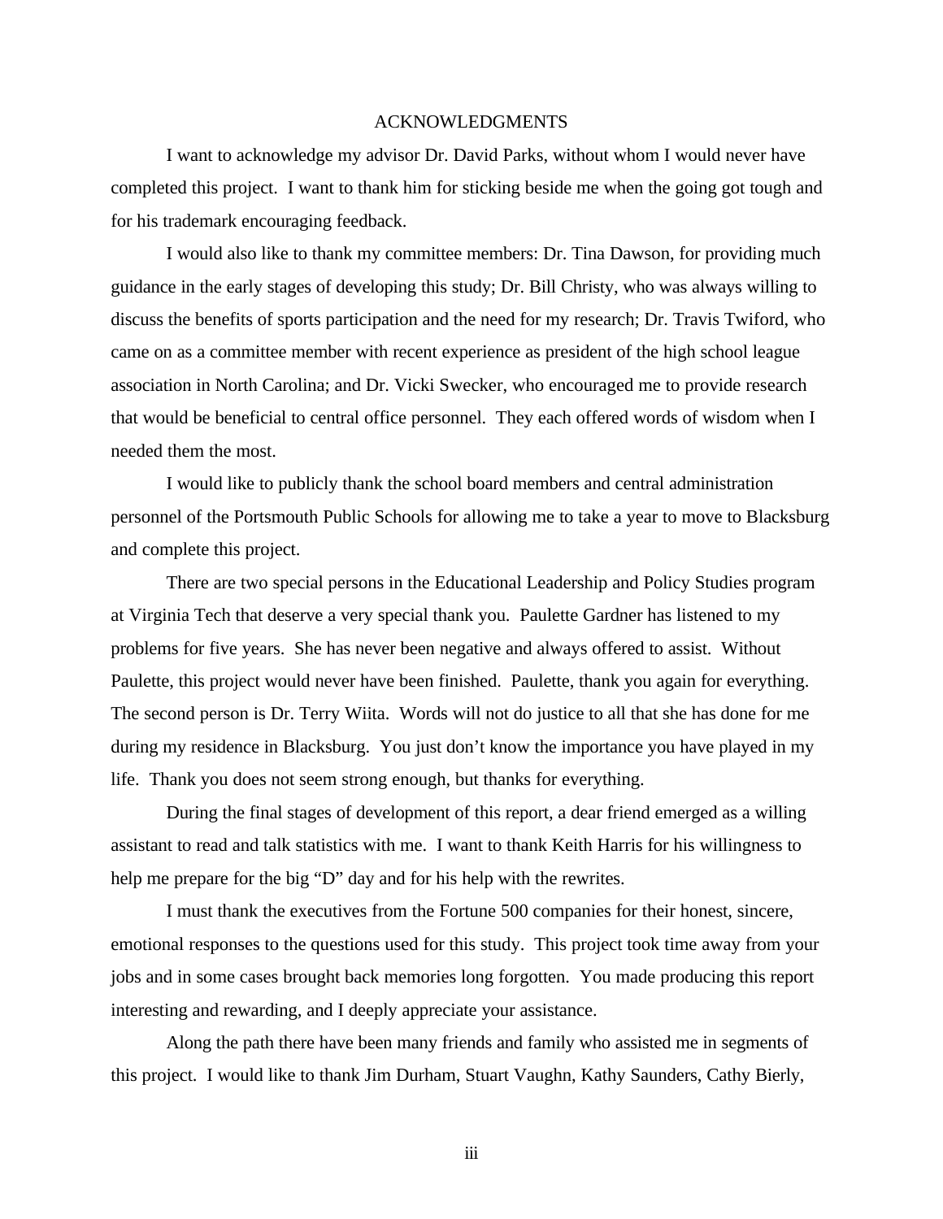# ACKNOWLEDGMENTS

I want to acknowledge my advisor Dr. David Parks, without whom I would never have completed this project. I want to thank him for sticking beside me when the going got tough and for his trademark encouraging feedback.

I would also like to thank my committee members: Dr. Tina Dawson, for providing much guidance in the early stages of developing this study; Dr. Bill Christy, who was always willing to discuss the benefits of sports participation and the need for my research; Dr. Travis Twiford, who came on as a committee member with recent experience as president of the high school league association in North Carolina; and Dr. Vicki Swecker, who encouraged me to provide research that would be beneficial to central office personnel. They each offered words of wisdom when I needed them the most.

I would like to publicly thank the school board members and central administration personnel of the Portsmouth Public Schools for allowing me to take a year to move to Blacksburg and complete this project.

There are two special persons in the Educational Leadership and Policy Studies program at Virginia Tech that deserve a very special thank you. Paulette Gardner has listened to my problems for five years. She has never been negative and always offered to assist. Without Paulette, this project would never have been finished. Paulette, thank you again for everything. The second person is Dr. Terry Wiita. Words will not do justice to all that she has done for me during my residence in Blacksburg. You just don't know the importance you have played in my life. Thank you does not seem strong enough, but thanks for everything.

During the final stages of development of this report, a dear friend emerged as a willing assistant to read and talk statistics with me. I want to thank Keith Harris for his willingness to help me prepare for the big "D" day and for his help with the rewrites.

I must thank the executives from the Fortune 500 companies for their honest, sincere, emotional responses to the questions used for this study. This project took time away from your jobs and in some cases brought back memories long forgotten. You made producing this report interesting and rewarding, and I deeply appreciate your assistance.

Along the path there have been many friends and family who assisted me in segments of this project. I would like to thank Jim Durham, Stuart Vaughn, Kathy Saunders, Cathy Bierly,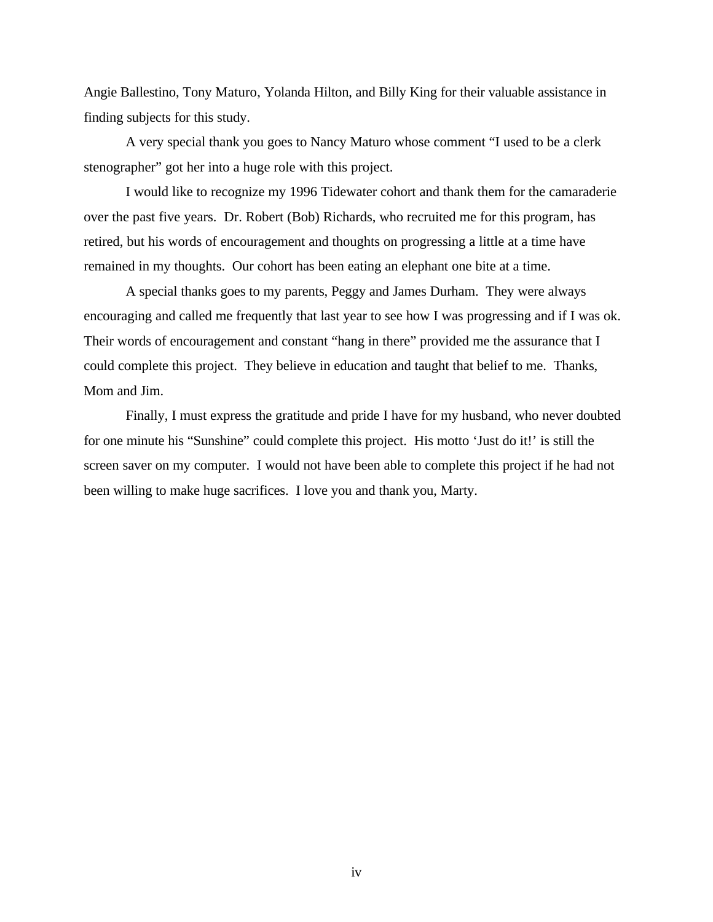Angie Ballestino, Tony Maturo, Yolanda Hilton, and Billy King for their valuable assistance in finding subjects for this study.

A very special thank you goes to Nancy Maturo whose comment "I used to be a clerk stenographer" got her into a huge role with this project.

I would like to recognize my 1996 Tidewater cohort and thank them for the camaraderie over the past five years. Dr. Robert (Bob) Richards, who recruited me for this program, has retired, but his words of encouragement and thoughts on progressing a little at a time have remained in my thoughts. Our cohort has been eating an elephant one bite at a time.

A special thanks goes to my parents, Peggy and James Durham. They were always encouraging and called me frequently that last year to see how I was progressing and if I was ok. Their words of encouragement and constant "hang in there" provided me the assurance that I could complete this project. They believe in education and taught that belief to me. Thanks, Mom and Jim.

Finally, I must express the gratitude and pride I have for my husband, who never doubted for one minute his "Sunshine" could complete this project. His motto 'Just do it!' is still the screen saver on my computer. I would not have been able to complete this project if he had not been willing to make huge sacrifices. I love you and thank you, Marty.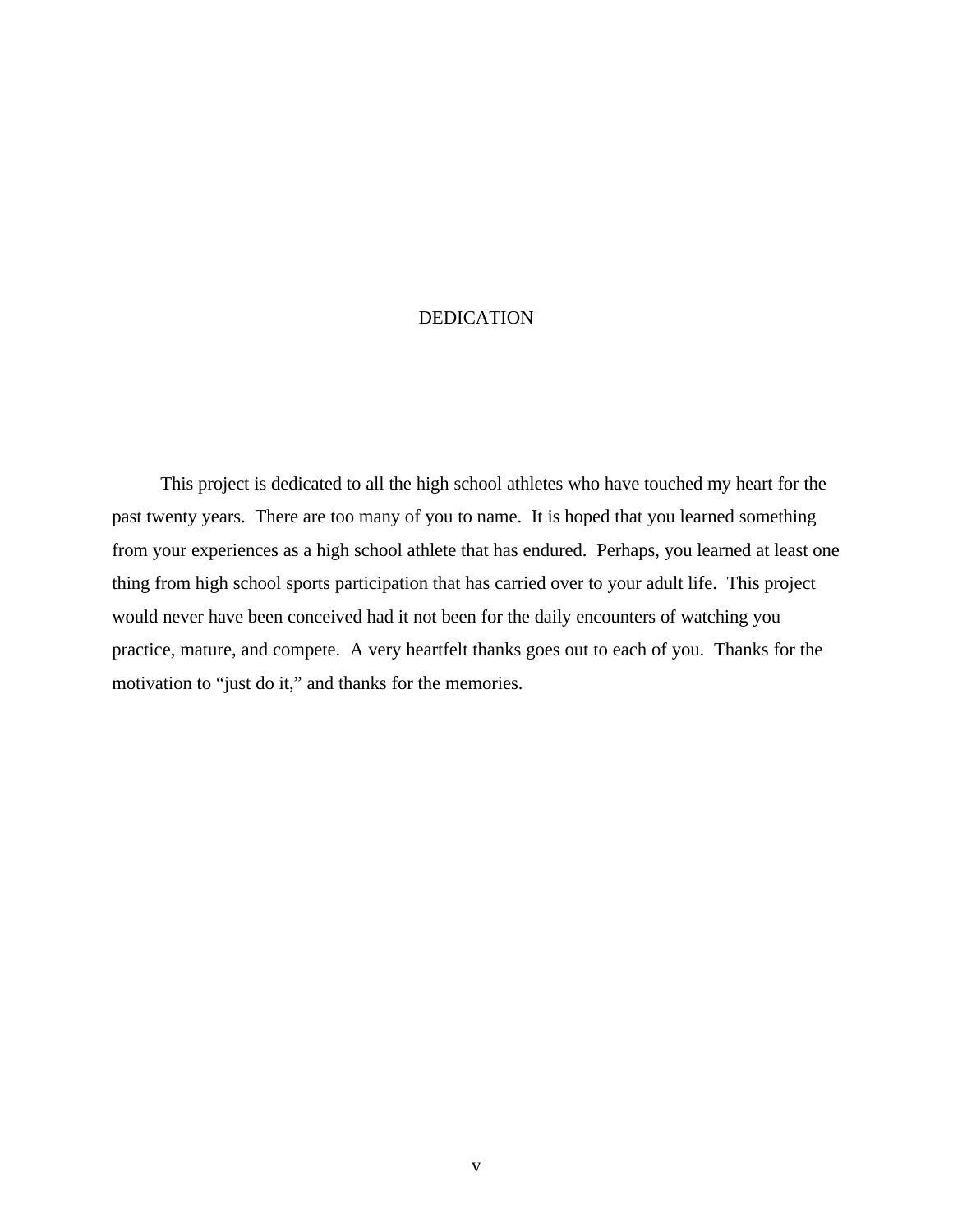# DEDICATION

This project is dedicated to all the high school athletes who have touched my heart for the past twenty years. There are too many of you to name. It is hoped that you learned something from your experiences as a high school athlete that has endured. Perhaps, you learned at least one thing from high school sports participation that has carried over to your adult life. This project would never have been conceived had it not been for the daily encounters of watching you practice, mature, and compete. A very heartfelt thanks goes out to each of you. Thanks for the motivation to "just do it," and thanks for the memories.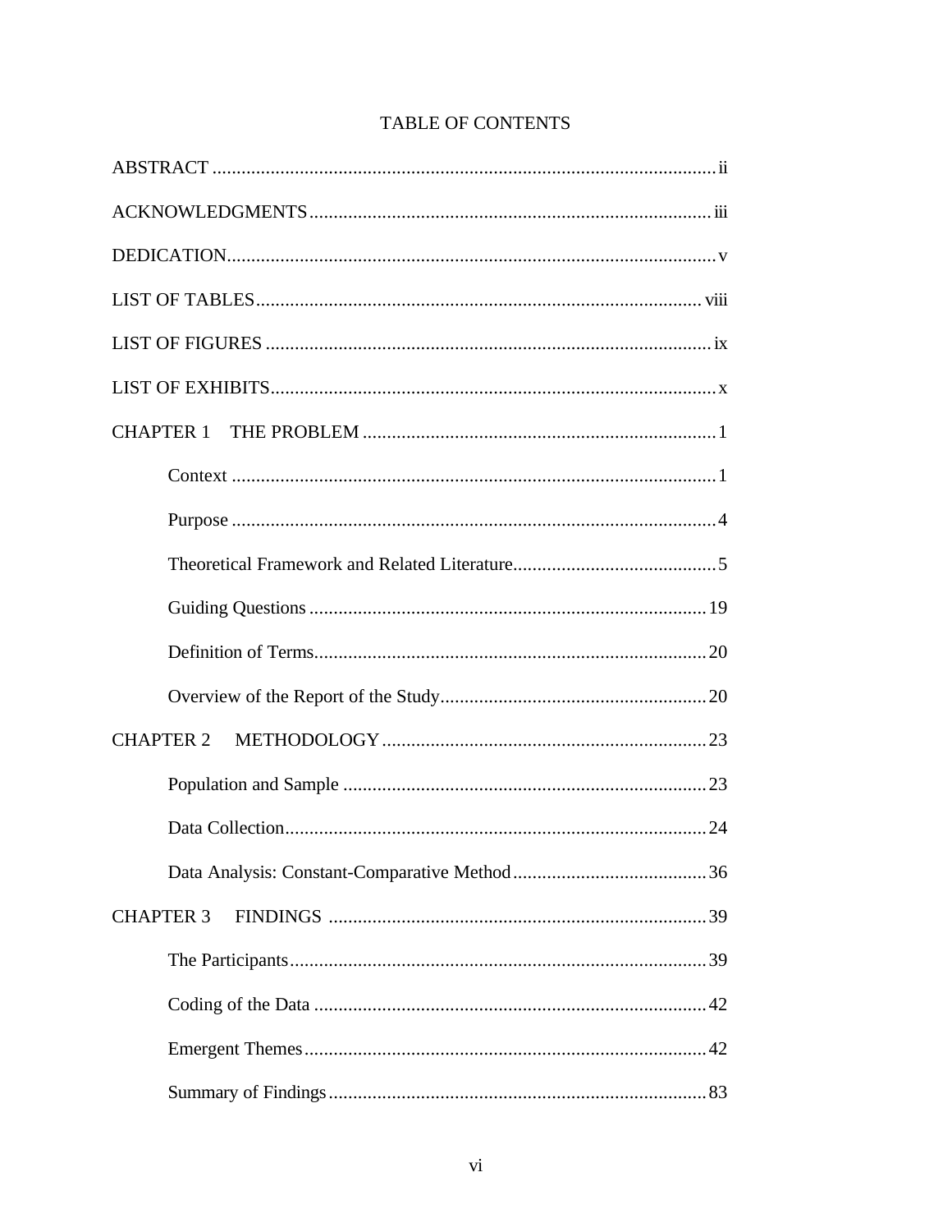# TABLE OF CONTENTS

ABSTRACT ........................................................................................................ ii

ACKNOWLEDGMENTS .................................................................................. iii

DEDICATION..................................................................................................... v

LIST OF TABLES ........................................................................................... viii

LIST OF FIGURES ............................................................................................ ix

LIST OF EXHIBITS............................................................................................ x

CHAPTER 1 THE PROBLEM ......................................................................... 1

- Context .................................................................................................... 1
- Purpose .................................................................................................... 4
- Theoretical Framework and Related Literature.......................................... 5
- Guiding Questions .................................................................................. 19
- Definition of Terms................................................................................. 20
- Overview of the Report of the Study....................................................... 20

CHAPTER 2 METHODOLOGY ................................................................... 23

- Population and Sample ........................................................................... 23
- Data Collection....................................................................................... 24
- Data Analysis: Constant-Comparative Method ........................................ 36

CHAPTER 3 FINDINGS .............................................................................. 39

- The Participants...................................................................................... 39
- Coding of the Data ................................................................................. 42
- Emergent Themes ................................................................................... 42
- Summary of Findings .............................................................................. 83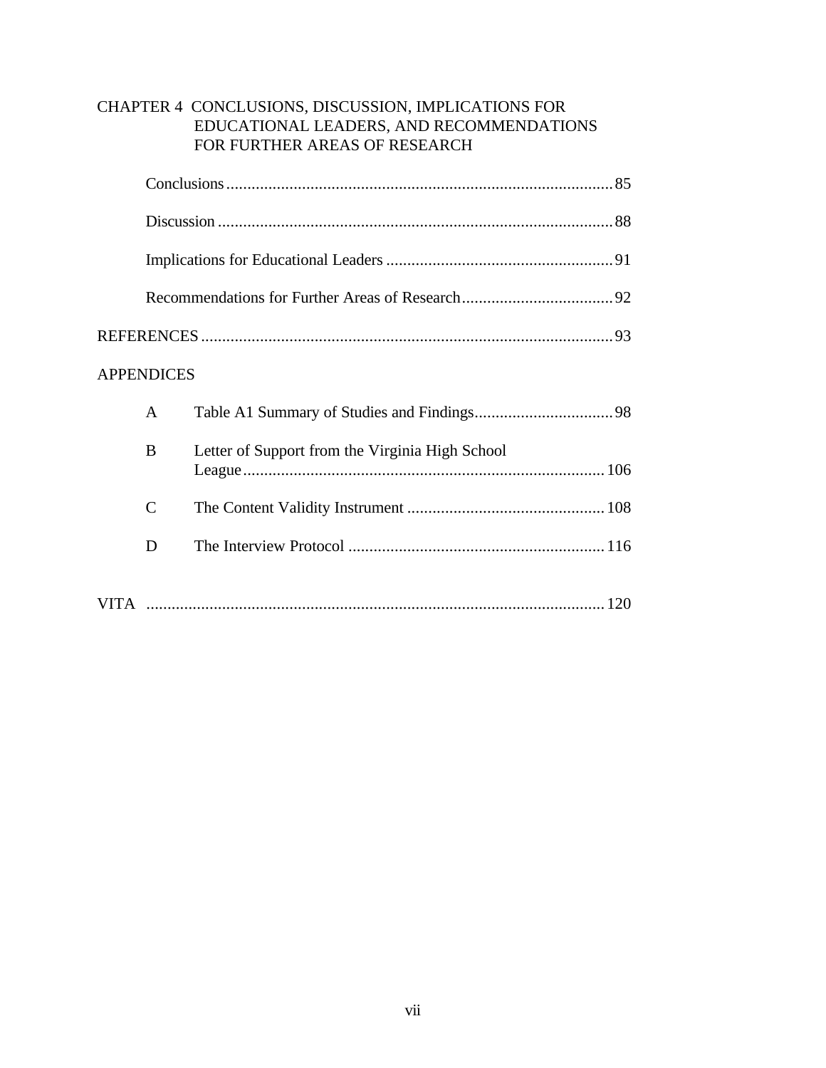CHAPTER 4 CONCLUSIONS, DISCUSSION, IMPLICATIONS FOR EDUCATIONAL LEADERS, AND RECOMMENDATIONS FOR FURTHER AREAS OF RESEARCH

Conclusions .......... 85

Discussion .......... 88

Implications for Educational Leaders .......... 91

Recommendations for Further Areas of Research .......... 92

REFERENCES .......... 93

APPENDICES

A Table A1 Summary of Studies and Findings .......... 98

B Letter of Support from the Virginia High School League .......... 106

C The Content Validity Instrument .......... 108

D The Interview Protocol .......... 116

VITA .......... 120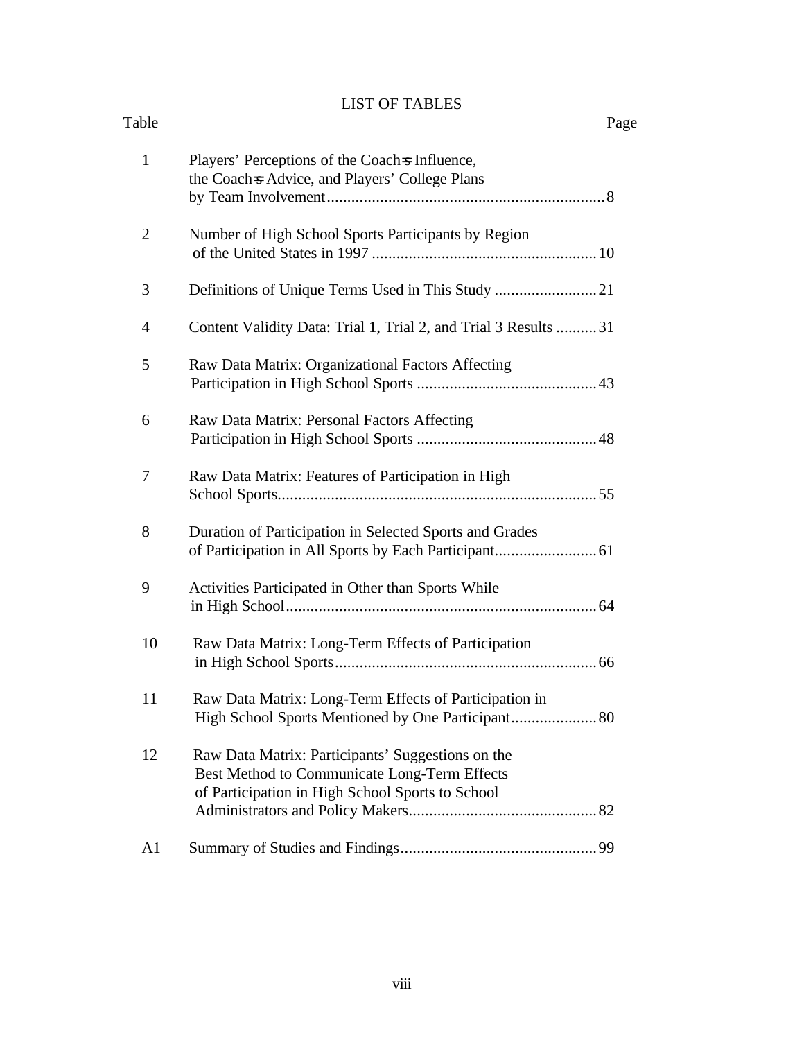# LIST OF TABLES

| Table | | Page |
|---|---|---|
| 1 | Players' Perceptions of the Coach=s Influence, the Coach=s Advice, and Players' College Plans by Team Involvement | 8 |
| 2 | Number of High School Sports Participants by Region of the United States in 1997 | 10 |
| 3 | Definitions of Unique Terms Used in This Study | 21 |
| 4 | Content Validity Data: Trial 1, Trial 2, and Trial 3 Results | 31 |
| 5 | Raw Data Matrix: Organizational Factors Affecting Participation in High School Sports | 43 |
| 6 | Raw Data Matrix: Personal Factors Affecting Participation in High School Sports | 48 |
| 7 | Raw Data Matrix: Features of Participation in High School Sports | 55 |
| 8 | Duration of Participation in Selected Sports and Grades of Participation in All Sports by Each Participant | 61 |
| 9 | Activities Participated in Other than Sports While in High School | 64 |
| 10 | Raw Data Matrix: Long-Term Effects of Participation in High School Sports | 66 |
| 11 | Raw Data Matrix: Long-Term Effects of Participation in High School Sports Mentioned by One Participant | 80 |
| 12 | Raw Data Matrix: Participants' Suggestions on the Best Method to Communicate Long-Term Effects of Participation in High School Sports to School Administrators and Policy Makers | 82 |
| A1 | Summary of Studies and Findings | 99 |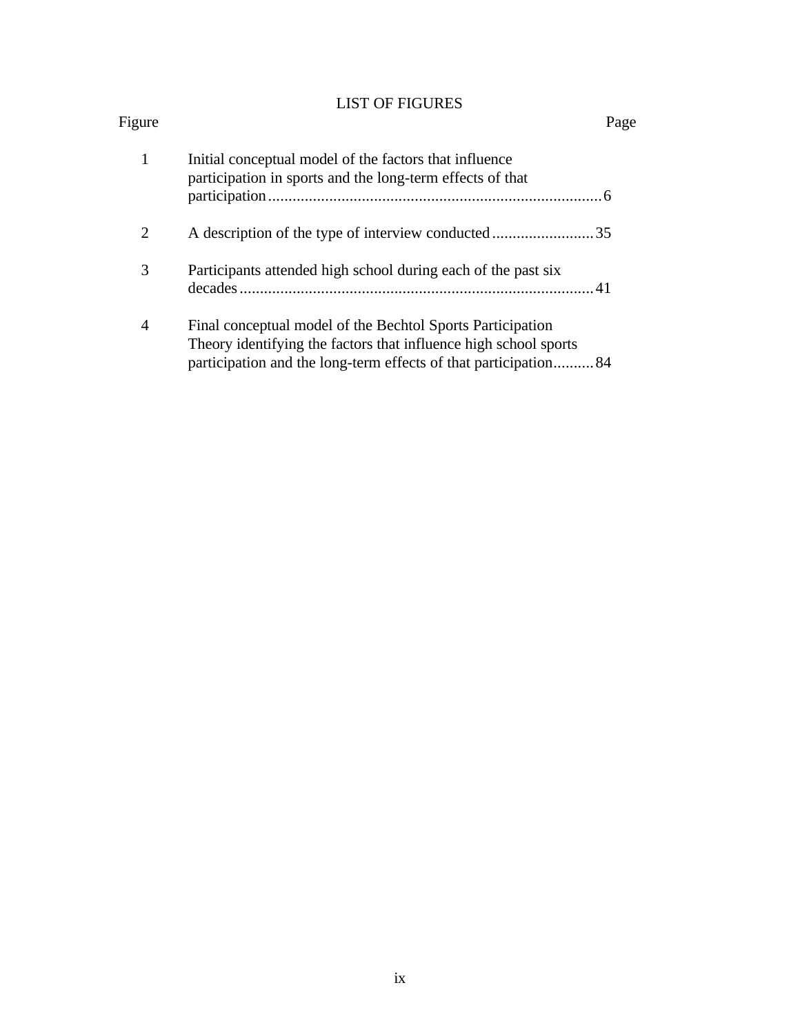# LIST OF FIGURES

| Figure | | Page |
|---|---|---|
| 1 | Initial conceptual model of the factors that influence participation in sports and the long-term effects of that participation | 6 |
| 2 | A description of the type of interview conducted | 35 |
| 3 | Participants attended high school during each of the past six decades | 41 |
| 4 | Final conceptual model of the Bechtol Sports Participation Theory identifying the factors that influence high school sports participation and the long-term effects of that participation | 84 |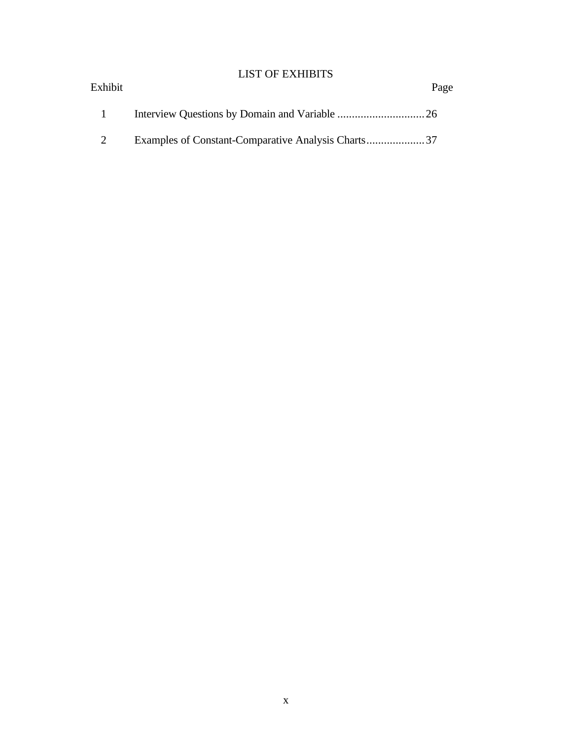# LIST OF EXHIBITS

| Exhibit | | Page |
|---|---|---|
| 1 | Interview Questions by Domain and Variable | 26 |
| 2 | Examples of Constant-Comparative Analysis Charts | 37 |